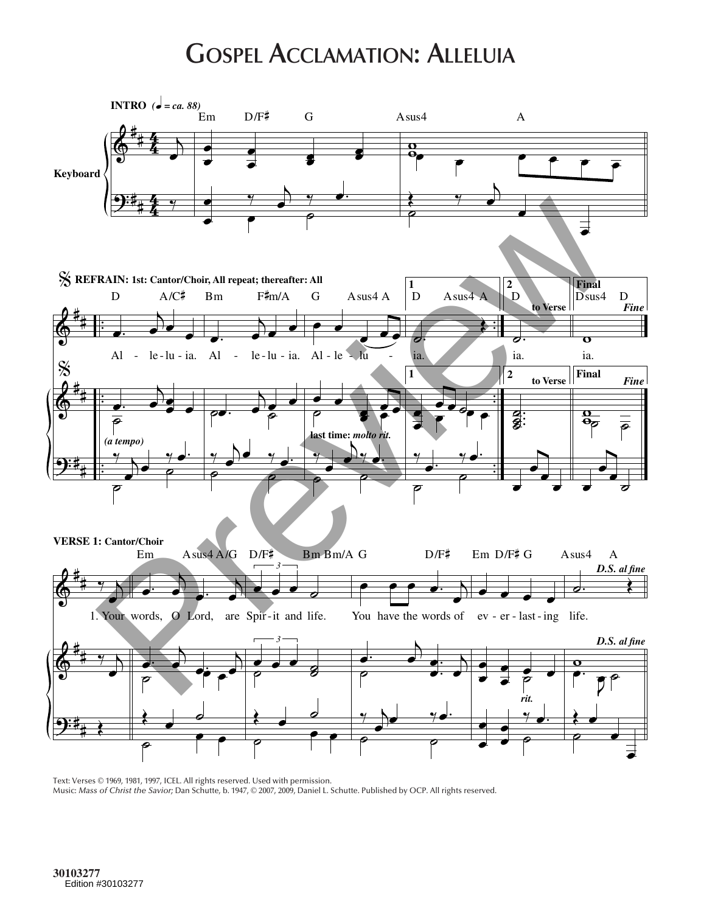# Gospel Acclamation: Alleluia

**INTRO** (♩ = ca. 88)

Em D/F♯ G Asus4 A

Keyboard

**REFRAIN: 1st: Cantor/Choir, All repeat; thereafter: All**

D A/C♯ Bm F♯m/A G Asus4 A | 1 D Asus4 A | 2 D to Verse | Final Dsus4 D Fine

Al - le - lu - ia. Al - le - lu - ia. Al - le - lu - ia. ia. ia.

*(a tempo)* last time: *molto rit.*

**VERSE 1: Cantor/Choir**

Em Asus4 A/G D/F♯ Bm Bm/A G D/F♯ Em D/F♯ G Asus4 A *D.S. al fine*

1. Your words, O Lord, are Spir - it and life. You have the words of ev - er - last - ing life.

*rit.*

Text: Verses © 1969, 1981, 1997, ICEL. All rights reserved. Used with permission.
Music: *Mass of Christ the Savior;* Dan Schutte, b. 1947, © 2007, 2009, Daniel L. Schutte. Published by OCP. All rights reserved.

30103277
Edition #30103277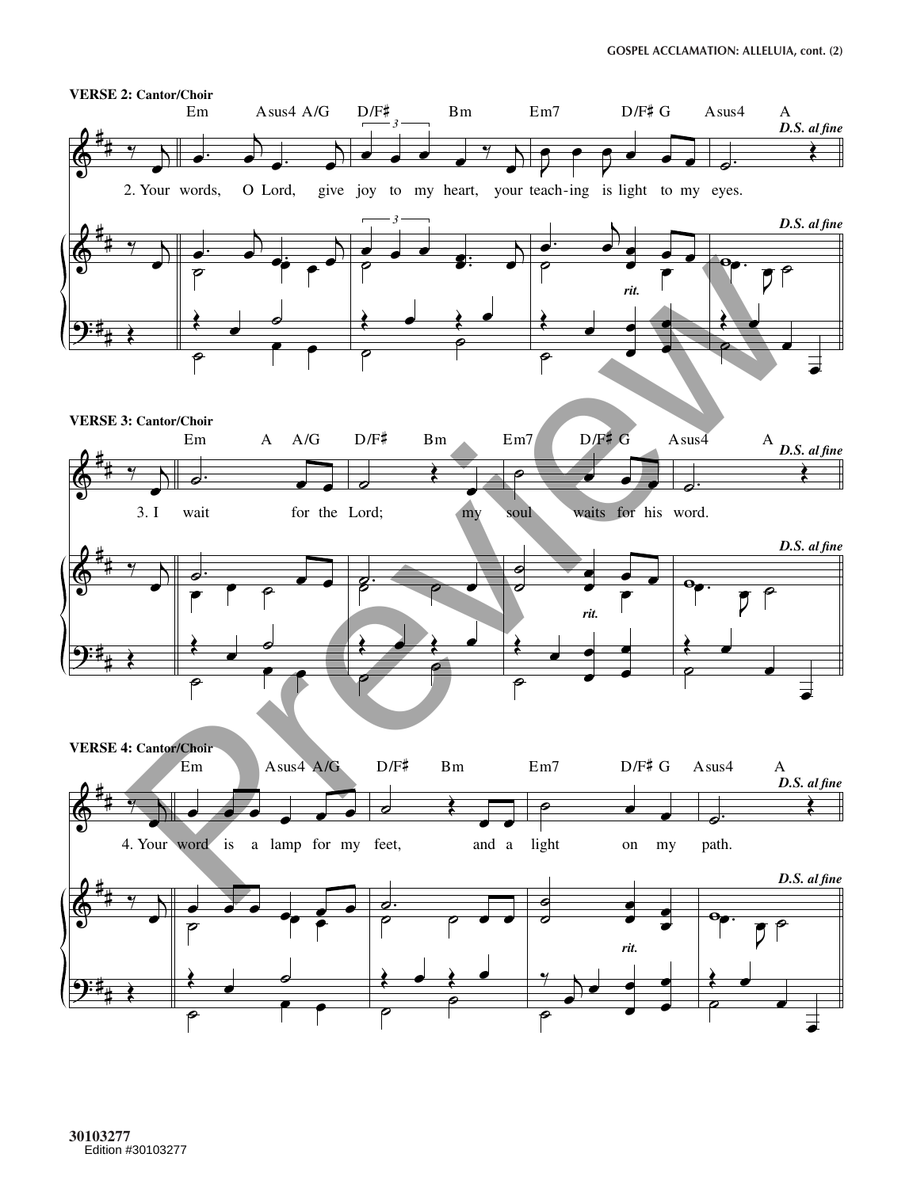**VERSE 2: Cantor/Choir**

Em Asus4 A/G D/F♯ Bm Em7 D/F♯ G Asus4 A

*D.S. al fine*

2. Your words, O Lord, give joy to my heart, your teach-ing is light to my eyes.

*rit.*

*D.S. al fine*

**VERSE 3: Cantor/Choir**

Em A A/G D/F♯ Bm Em7 D/F♯ G Asus4 A

*D.S. al fine*

3. I wait for the Lord; my soul waits for his word.

*rit.*

*D.S. al fine*

**VERSE 4: Cantor/Choir**

Em Asus4 A/G D/F♯ Bm Em7 D/F♯ G Asus4 A

*D.S. al fine*

4. Your word is a lamp for my feet, and a light on my path.

*rit.*

*D.S. al fine*

30103277
Edition #30103277